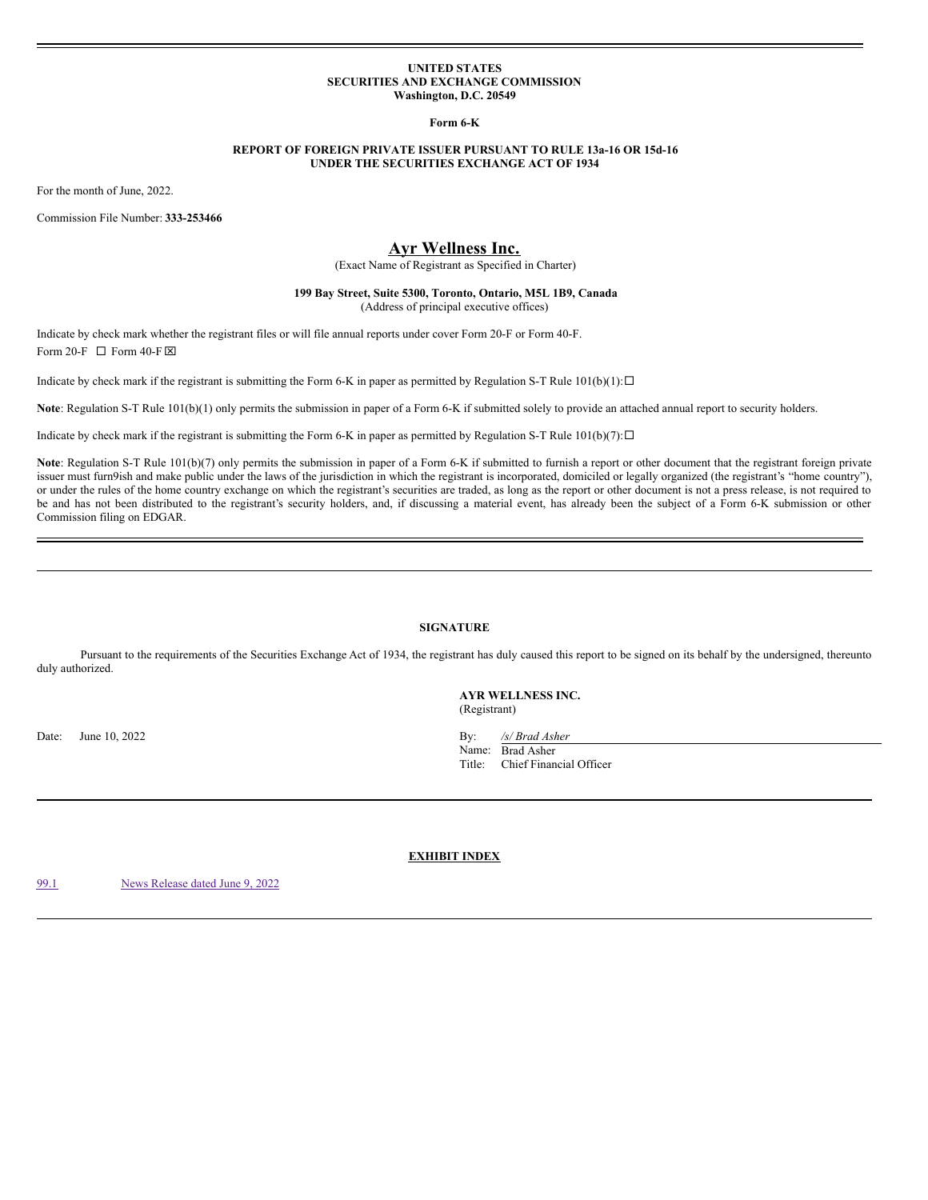**UNITED STATES**
**SECURITIES AND EXCHANGE COMMISSION**
**Washington, D.C. 20549**

**Form 6-K**

**REPORT OF FOREIGN PRIVATE ISSUER PURSUANT TO RULE 13a-16 OR 15d-16**
**UNDER THE SECURITIES EXCHANGE ACT OF 1934**

For the month of June, 2022.

Commission File Number: **333-253466**

# Ayr Wellness Inc.

(Exact Name of Registrant as Specified in Charter)

**199 Bay Street, Suite 5300, Toronto, Ontario, M5L 1B9, Canada**
(Address of principal executive offices)

Indicate by check mark whether the registrant files or will file annual reports under cover Form 20-F or Form 40-F.

Form 20-F ☐ Form 40-F ☒

Indicate by check mark if the registrant is submitting the Form 6-K in paper as permitted by Regulation S-T Rule 101(b)(1): ☐

**Note**: Regulation S-T Rule 101(b)(1) only permits the submission in paper of a Form 6-K if submitted solely to provide an attached annual report to security holders.

Indicate by check mark if the registrant is submitting the Form 6-K in paper as permitted by Regulation S-T Rule 101(b)(7): ☐

**Note**: Regulation S-T Rule 101(b)(7) only permits the submission in paper of a Form 6-K if submitted to furnish a report or other document that the registrant foreign private issuer must furn9ish and make public under the laws of the jurisdiction in which the registrant is incorporated, domiciled or legally organized (the registrant's "home country"), or under the rules of the home country exchange on which the registrant's securities are traded, as long as the report or other document is not a press release, is not required to be and has not been distributed to the registrant's security holders, and, if discussing a material event, has already been the subject of a Form 6-K submission or other Commission filing on EDGAR.

---

**SIGNATURE**

Pursuant to the requirements of the Securities Exchange Act of 1934, the registrant has duly caused this report to be signed on its behalf by the undersigned, thereunto duly authorized.

**AYR WELLNESS INC.**
(Registrant)

Date: June 10, 2022

By: */s/ Brad Asher*
Name: Brad Asher
Title: Chief Financial Officer

---

**EXHIBIT INDEX**

| | |
|---|---|
| 99.1 | News Release dated June 9, 2022 |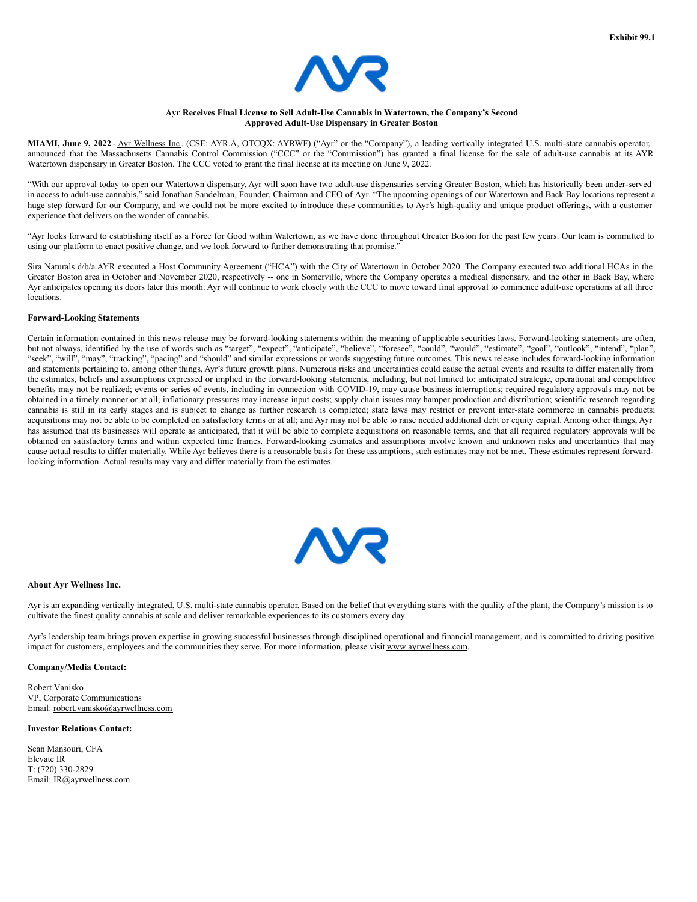Exhibit 99.1

**Ayr Receives Final License to Sell Adult-Use Cannabis in Watertown, the Company's Second Approved Adult-Use Dispensary in Greater Boston**

**MIAMI, June 9, 2022** - Ayr Wellness Inc. (CSE: AYR.A, OTCQX: AYRWF) ("Ayr" or the "Company"), a leading vertically integrated U.S. multi-state cannabis operator, announced that the Massachusetts Cannabis Control Commission ("CCC" or the "Commission") has granted a final license for the sale of adult-use cannabis at its AYR Watertown dispensary in Greater Boston. The CCC voted to grant the final license at its meeting on June 9, 2022.

"With our approval today to open our Watertown dispensary, Ayr will soon have two adult-use dispensaries serving Greater Boston, which has historically been under-served in access to adult-use cannabis," said Jonathan Sandelman, Founder, Chairman and CEO of Ayr. "The upcoming openings of our Watertown and Back Bay locations represent a huge step forward for our Company, and we could not be more excited to introduce these communities to Ayr's high-quality and unique product offerings, with a customer experience that delivers on the wonder of cannabis.

"Ayr looks forward to establishing itself as a Force for Good within Watertown, as we have done throughout Greater Boston for the past few years. Our team is committed to using our platform to enact positive change, and we look forward to further demonstrating that promise."

Sira Naturals d/b/a AYR executed a Host Community Agreement ("HCA") with the City of Watertown in October 2020. The Company executed two additional HCAs in the Greater Boston area in October and November 2020, respectively -- one in Somerville, where the Company operates a medical dispensary, and the other in Back Bay, where Ayr anticipates opening its doors later this month. Ayr will continue to work closely with the CCC to move toward final approval to commence adult-use operations at all three locations.

**Forward-Looking Statements**

Certain information contained in this news release may be forward-looking statements within the meaning of applicable securities laws. Forward-looking statements are often, but not always, identified by the use of words such as "target", "expect", "anticipate", "believe", "foresee", "could", "would", "estimate", "goal", "outlook", "intend", "plan", "seek", "will", "may", "tracking", "pacing" and "should" and similar expressions or words suggesting future outcomes. This news release includes forward-looking information and statements pertaining to, among other things, Ayr's future growth plans. Numerous risks and uncertainties could cause the actual events and results to differ materially from the estimates, beliefs and assumptions expressed or implied in the forward-looking statements, including, but not limited to: anticipated strategic, operational and competitive benefits may not be realized; events or series of events, including in connection with COVID-19, may cause business interruptions; required regulatory approvals may not be obtained in a timely manner or at all; inflationary pressures may increase input costs; supply chain issues may hamper production and distribution; scientific research regarding cannabis is still in its early stages and is subject to change as further research is completed; state laws may restrict or prevent inter-state commerce in cannabis products; acquisitions may not be able to be completed on satisfactory terms or at all; and Ayr may not be able to raise needed additional debt or equity capital. Among other things, Ayr has assumed that its businesses will operate as anticipated, that it will be able to complete acquisitions on reasonable terms, and that all required regulatory approvals will be obtained on satisfactory terms and within expected time frames. Forward-looking estimates and assumptions involve known and unknown risks and uncertainties that may cause actual results to differ materially. While Ayr believes there is a reasonable basis for these assumptions, such estimates may not be met. These estimates represent forward-looking information. Actual results may vary and differ materially from the estimates.

---

**About Ayr Wellness Inc.**

Ayr is an expanding vertically integrated, U.S. multi-state cannabis operator. Based on the belief that everything starts with the quality of the plant, the Company's mission is to cultivate the finest quality cannabis at scale and deliver remarkable experiences to its customers every day.

Ayr's leadership team brings proven expertise in growing successful businesses through disciplined operational and financial management, and is committed to driving positive impact for customers, employees and the communities they serve. For more information, please visit www.ayrwellness.com.

**Company/Media Contact:**

Robert Vanisko
VP, Corporate Communications
Email: robert.vanisko@ayrwellness.com

**Investor Relations Contact:**

Sean Mansouri, CFA
Elevate IR
T: (720) 330-2829
Email: IR@ayrwellness.com